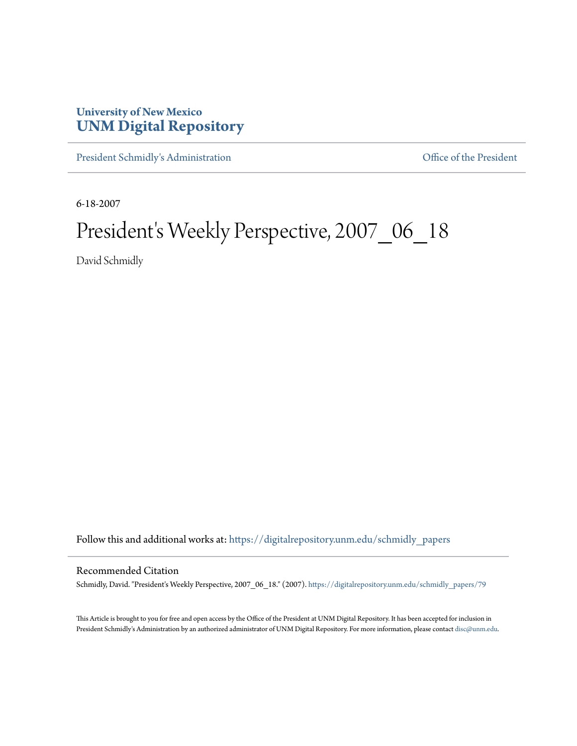University of New Mexico
**UNM Digital Repository**

President Schmidly's Administration | Office of the President

6-18-2007

# President's Weekly Perspective, 2007_06_18

David Schmidly

Follow this and additional works at: https://digitalrepository.unm.edu/schmidly_papers

## Recommended Citation

Schmidly, David. "President's Weekly Perspective, 2007_06_18." (2007). https://digitalrepository.unm.edu/schmidly_papers/79

This Article is brought to you for free and open access by the Office of the President at UNM Digital Repository. It has been accepted for inclusion in President Schmidly's Administration by an authorized administrator of UNM Digital Repository. For more information, please contact disc@unm.edu.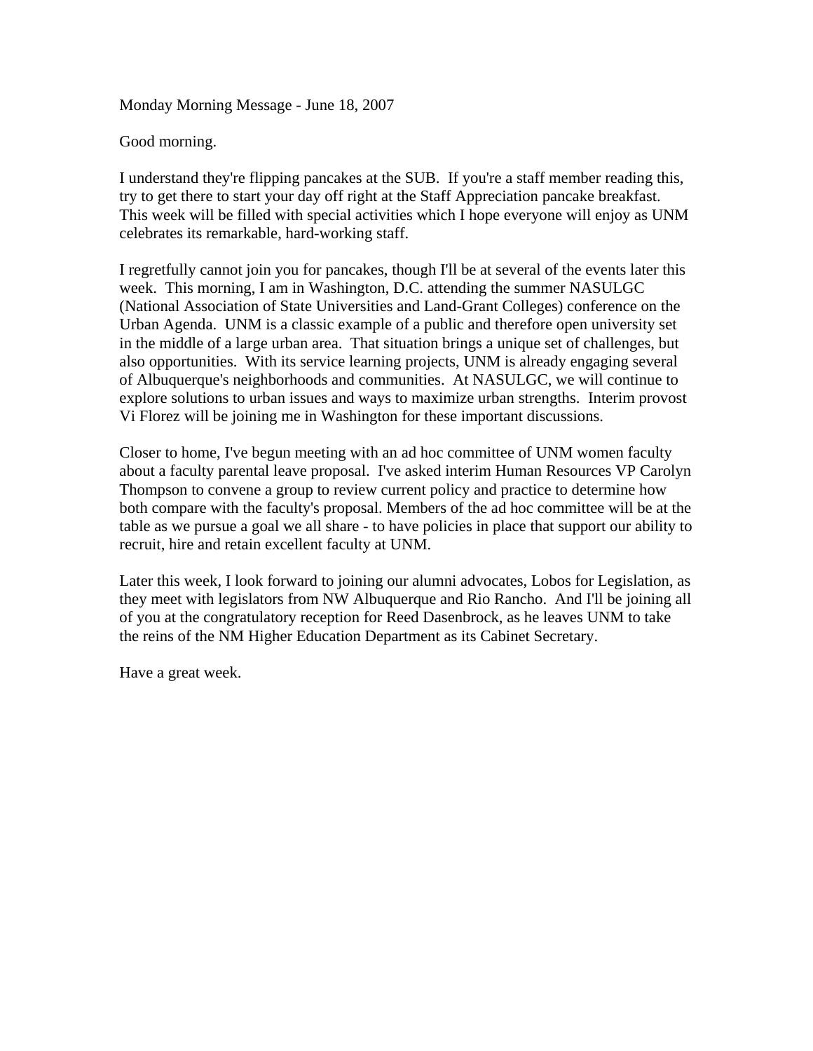Monday Morning Message - June 18, 2007

Good morning.

I understand they're flipping pancakes at the SUB. If you're a staff member reading this, try to get there to start your day off right at the Staff Appreciation pancake breakfast. This week will be filled with special activities which I hope everyone will enjoy as UNM celebrates its remarkable, hard-working staff.

I regretfully cannot join you for pancakes, though I'll be at several of the events later this week. This morning, I am in Washington, D.C. attending the summer NASULGC (National Association of State Universities and Land-Grant Colleges) conference on the Urban Agenda. UNM is a classic example of a public and therefore open university set in the middle of a large urban area. That situation brings a unique set of challenges, but also opportunities. With its service learning projects, UNM is already engaging several of Albuquerque's neighborhoods and communities. At NASULGC, we will continue to explore solutions to urban issues and ways to maximize urban strengths. Interim provost Vi Florez will be joining me in Washington for these important discussions.

Closer to home, I've begun meeting with an ad hoc committee of UNM women faculty about a faculty parental leave proposal. I've asked interim Human Resources VP Carolyn Thompson to convene a group to review current policy and practice to determine how both compare with the faculty's proposal. Members of the ad hoc committee will be at the table as we pursue a goal we all share - to have policies in place that support our ability to recruit, hire and retain excellent faculty at UNM.

Later this week, I look forward to joining our alumni advocates, Lobos for Legislation, as they meet with legislators from NW Albuquerque and Rio Rancho. And I'll be joining all of you at the congratulatory reception for Reed Dasenbrock, as he leaves UNM to take the reins of the NM Higher Education Department as its Cabinet Secretary.

Have a great week.